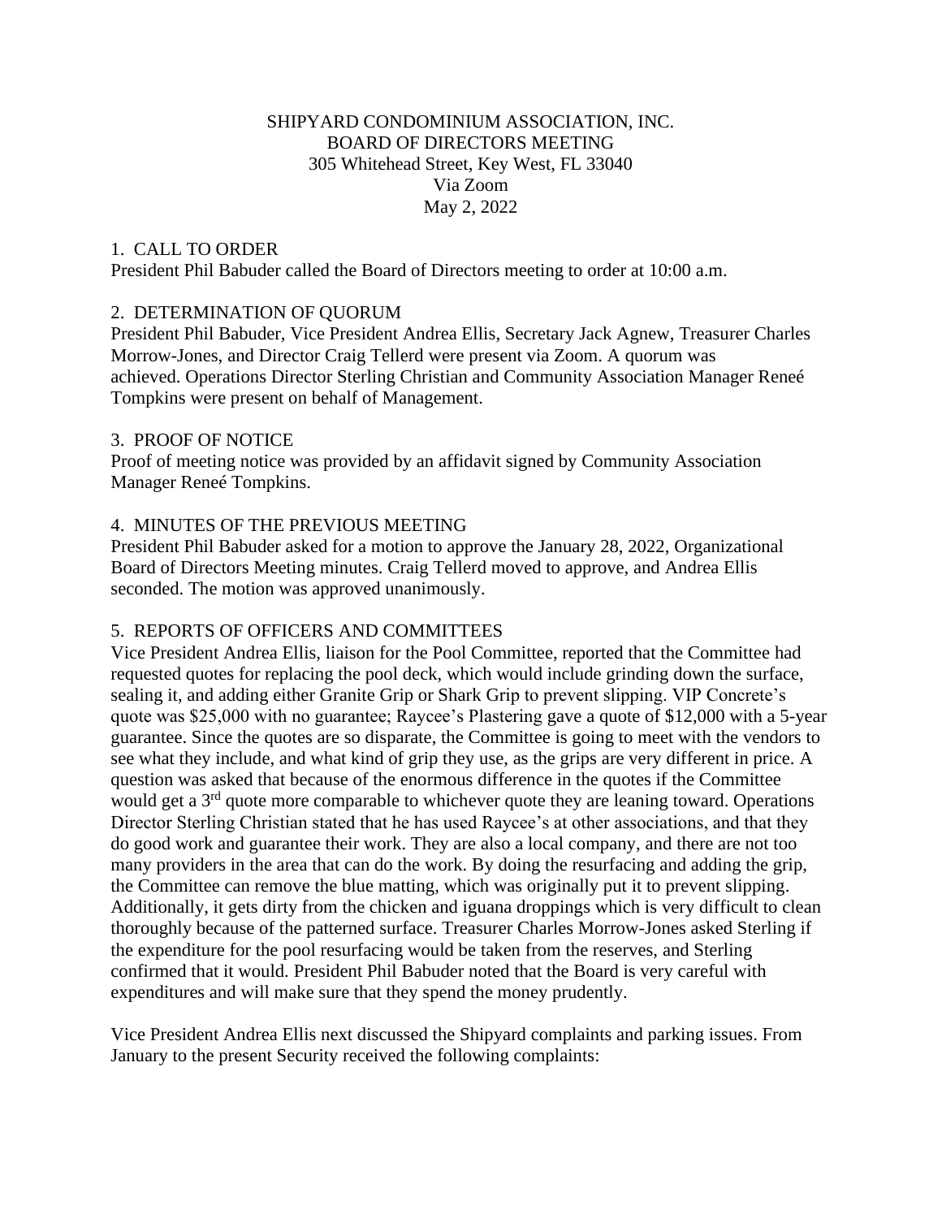SHIPYARD CONDOMINIUM ASSOCIATION, INC.
BOARD OF DIRECTORS MEETING
305 Whitehead Street, Key West, FL 33040
Via Zoom
May 2, 2022

## 1. CALL TO ORDER

President Phil Babuder called the Board of Directors meeting to order at 10:00 a.m.

## 2. DETERMINATION OF QUORUM

President Phil Babuder, Vice President Andrea Ellis, Secretary Jack Agnew, Treasurer Charles Morrow-Jones, and Director Craig Tellerd were present via Zoom. A quorum was achieved. Operations Director Sterling Christian and Community Association Manager Reneé Tompkins were present on behalf of Management.

## 3. PROOF OF NOTICE

Proof of meeting notice was provided by an affidavit signed by Community Association Manager Reneé Tompkins.

## 4. MINUTES OF THE PREVIOUS MEETING

President Phil Babuder asked for a motion to approve the January 28, 2022, Organizational Board of Directors Meeting minutes. Craig Tellerd moved to approve, and Andrea Ellis seconded. The motion was approved unanimously.

## 5. REPORTS OF OFFICERS AND COMMITTEES

Vice President Andrea Ellis, liaison for the Pool Committee, reported that the Committee had requested quotes for replacing the pool deck, which would include grinding down the surface, sealing it, and adding either Granite Grip or Shark Grip to prevent slipping. VIP Concrete's quote was $25,000 with no guarantee; Raycee's Plastering gave a quote of $12,000 with a 5-year guarantee. Since the quotes are so disparate, the Committee is going to meet with the vendors to see what they include, and what kind of grip they use, as the grips are very different in price. A question was asked that because of the enormous difference in the quotes if the Committee would get a 3rd quote more comparable to whichever quote they are leaning toward. Operations Director Sterling Christian stated that he has used Raycee's at other associations, and that they do good work and guarantee their work. They are also a local company, and there are not too many providers in the area that can do the work. By doing the resurfacing and adding the grip, the Committee can remove the blue matting, which was originally put it to prevent slipping. Additionally, it gets dirty from the chicken and iguana droppings which is very difficult to clean thoroughly because of the patterned surface. Treasurer Charles Morrow-Jones asked Sterling if the expenditure for the pool resurfacing would be taken from the reserves, and Sterling confirmed that it would. President Phil Babuder noted that the Board is very careful with expenditures and will make sure that they spend the money prudently.

Vice President Andrea Ellis next discussed the Shipyard complaints and parking issues. From January to the present Security received the following complaints: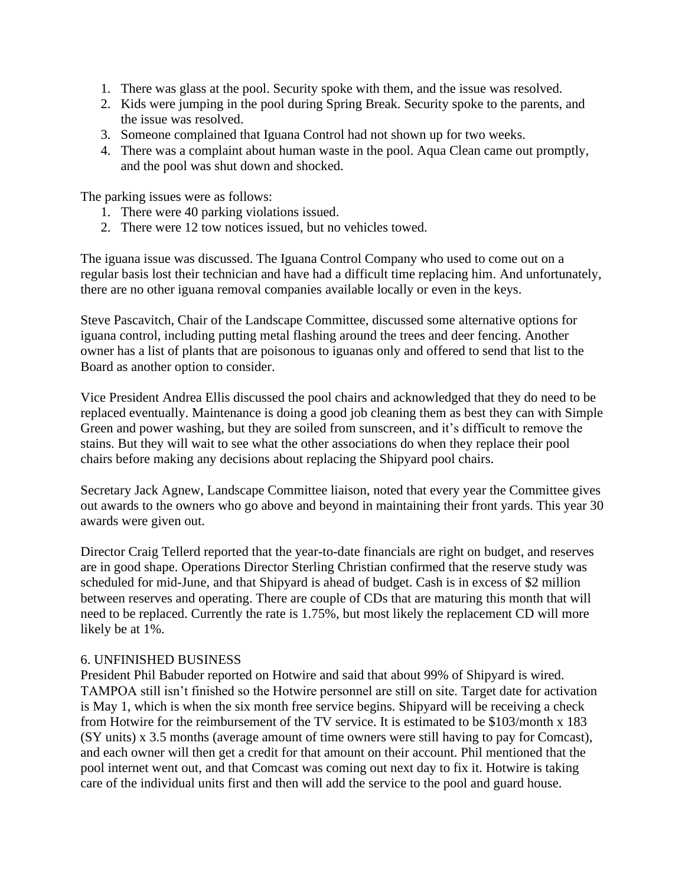1. There was glass at the pool. Security spoke with them, and the issue was resolved.
2. Kids were jumping in the pool during Spring Break. Security spoke to the parents, and the issue was resolved.
3. Someone complained that Iguana Control had not shown up for two weeks.
4. There was a complaint about human waste in the pool. Aqua Clean came out promptly, and the pool was shut down and shocked.

The parking issues were as follows:

1. There were 40 parking violations issued.
2. There were 12 tow notices issued, but no vehicles towed.

The iguana issue was discussed. The Iguana Control Company who used to come out on a regular basis lost their technician and have had a difficult time replacing him. And unfortunately, there are no other iguana removal companies available locally or even in the keys.

Steve Pascavitch, Chair of the Landscape Committee, discussed some alternative options for iguana control, including putting metal flashing around the trees and deer fencing. Another owner has a list of plants that are poisonous to iguanas only and offered to send that list to the Board as another option to consider.

Vice President Andrea Ellis discussed the pool chairs and acknowledged that they do need to be replaced eventually. Maintenance is doing a good job cleaning them as best they can with Simple Green and power washing, but they are soiled from sunscreen, and it's difficult to remove the stains. But they will wait to see what the other associations do when they replace their pool chairs before making any decisions about replacing the Shipyard pool chairs.

Secretary Jack Agnew, Landscape Committee liaison, noted that every year the Committee gives out awards to the owners who go above and beyond in maintaining their front yards. This year 30 awards were given out.

Director Craig Tellerd reported that the year-to-date financials are right on budget, and reserves are in good shape. Operations Director Sterling Christian confirmed that the reserve study was scheduled for mid-June, and that Shipyard is ahead of budget. Cash is in excess of $2 million between reserves and operating. There are couple of CDs that are maturing this month that will need to be replaced. Currently the rate is 1.75%, but most likely the replacement CD will more likely be at 1%.

6. UNFINISHED BUSINESS

President Phil Babuder reported on Hotwire and said that about 99% of Shipyard is wired. TAMPOA still isn't finished so the Hotwire personnel are still on site. Target date for activation is May 1, which is when the six month free service begins. Shipyard will be receiving a check from Hotwire for the reimbursement of the TV service. It is estimated to be $103/month x 183 (SY units) x 3.5 months (average amount of time owners were still having to pay for Comcast), and each owner will then get a credit for that amount on their account. Phil mentioned that the pool internet went out, and that Comcast was coming out next day to fix it. Hotwire is taking care of the individual units first and then will add the service to the pool and guard house.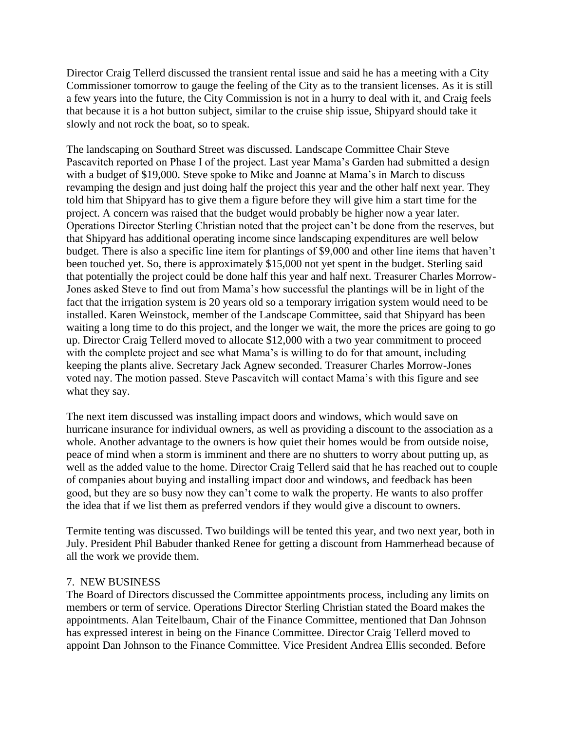Director Craig Tellerd discussed the transient rental issue and said he has a meeting with a City Commissioner tomorrow to gauge the feeling of the City as to the transient licenses. As it is still a few years into the future, the City Commission is not in a hurry to deal with it, and Craig feels that because it is a hot button subject, similar to the cruise ship issue, Shipyard should take it slowly and not rock the boat, so to speak.

The landscaping on Southard Street was discussed. Landscape Committee Chair Steve Pascavitch reported on Phase I of the project. Last year Mama's Garden had submitted a design with a budget of $19,000. Steve spoke to Mike and Joanne at Mama's in March to discuss revamping the design and just doing half the project this year and the other half next year. They told him that Shipyard has to give them a figure before they will give him a start time for the project. A concern was raised that the budget would probably be higher now a year later. Operations Director Sterling Christian noted that the project can't be done from the reserves, but that Shipyard has additional operating income since landscaping expenditures are well below budget. There is also a specific line item for plantings of $9,000 and other line items that haven't been touched yet. So, there is approximately $15,000 not yet spent in the budget. Sterling said that potentially the project could be done half this year and half next. Treasurer Charles Morrow-Jones asked Steve to find out from Mama's how successful the plantings will be in light of the fact that the irrigation system is 20 years old so a temporary irrigation system would need to be installed. Karen Weinstock, member of the Landscape Committee, said that Shipyard has been waiting a long time to do this project, and the longer we wait, the more the prices are going to go up. Director Craig Tellerd moved to allocate $12,000 with a two year commitment to proceed with the complete project and see what Mama's is willing to do for that amount, including keeping the plants alive. Secretary Jack Agnew seconded. Treasurer Charles Morrow-Jones voted nay. The motion passed. Steve Pascavitch will contact Mama's with this figure and see what they say.

The next item discussed was installing impact doors and windows, which would save on hurricane insurance for individual owners, as well as providing a discount to the association as a whole. Another advantage to the owners is how quiet their homes would be from outside noise, peace of mind when a storm is imminent and there are no shutters to worry about putting up, as well as the added value to the home. Director Craig Tellerd said that he has reached out to couple of companies about buying and installing impact door and windows, and feedback has been good, but they are so busy now they can't come to walk the property. He wants to also proffer the idea that if we list them as preferred vendors if they would give a discount to owners.

Termite tenting was discussed. Two buildings will be tented this year, and two next year, both in July. President Phil Babuder thanked Renee for getting a discount from Hammerhead because of all the work we provide them.

7. NEW BUSINESS

The Board of Directors discussed the Committee appointments process, including any limits on members or term of service. Operations Director Sterling Christian stated the Board makes the appointments. Alan Teitelbaum, Chair of the Finance Committee, mentioned that Dan Johnson has expressed interest in being on the Finance Committee. Director Craig Tellerd moved to appoint Dan Johnson to the Finance Committee. Vice President Andrea Ellis seconded. Before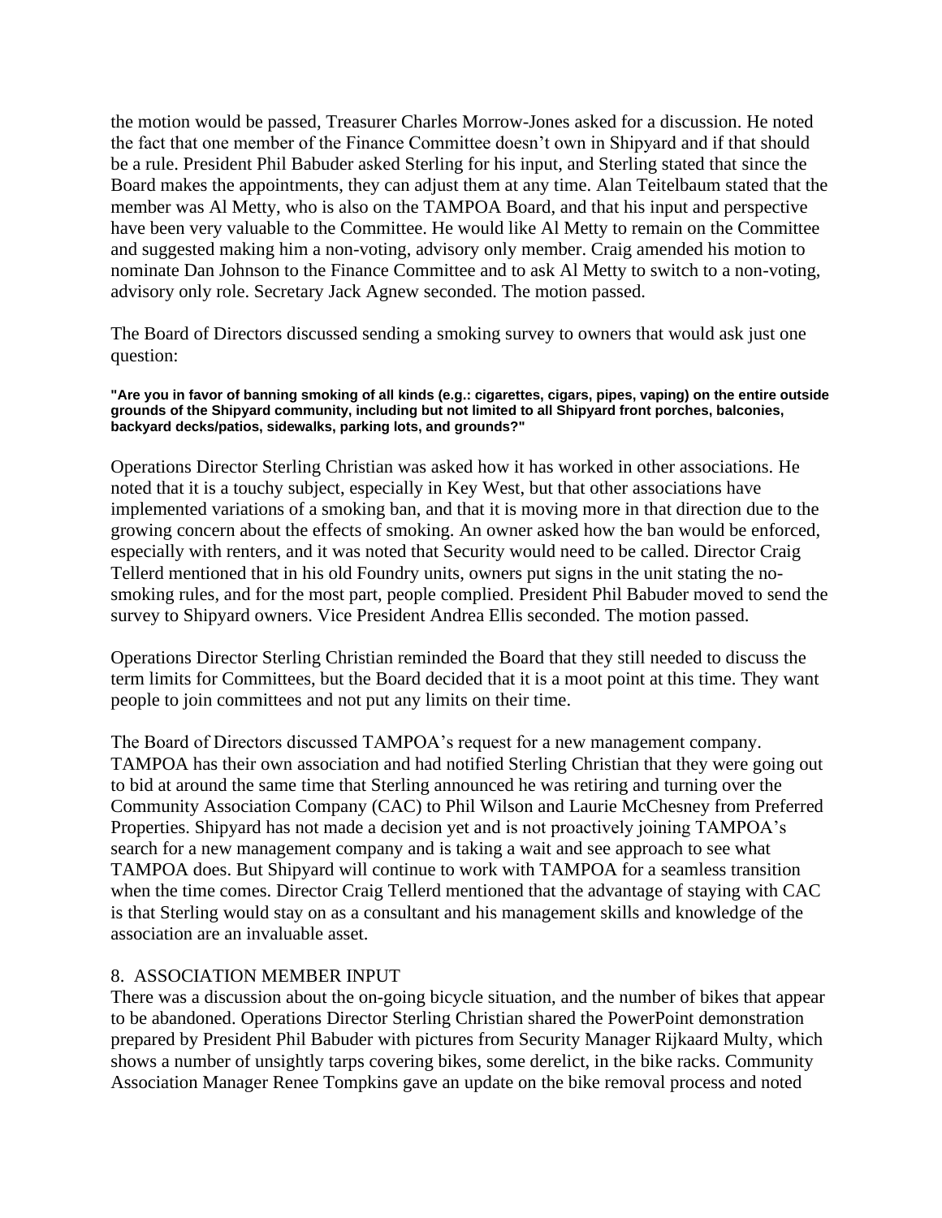the motion would be passed, Treasurer Charles Morrow-Jones asked for a discussion. He noted the fact that one member of the Finance Committee doesn't own in Shipyard and if that should be a rule. President Phil Babuder asked Sterling for his input, and Sterling stated that since the Board makes the appointments, they can adjust them at any time. Alan Teitelbaum stated that the member was Al Metty, who is also on the TAMPOA Board, and that his input and perspective have been very valuable to the Committee. He would like Al Metty to remain on the Committee and suggested making him a non-voting, advisory only member. Craig amended his motion to nominate Dan Johnson to the Finance Committee and to ask Al Metty to switch to a non-voting, advisory only role. Secretary Jack Agnew seconded. The motion passed.

The Board of Directors discussed sending a smoking survey to owners that would ask just one question:

**"Are you in favor of banning smoking of all kinds (e.g.: cigarettes, cigars, pipes, vaping) on the entire outside grounds of the Shipyard community, including but not limited to all Shipyard front porches, balconies, backyard decks/patios, sidewalks, parking lots, and grounds?"**

Operations Director Sterling Christian was asked how it has worked in other associations. He noted that it is a touchy subject, especially in Key West, but that other associations have implemented variations of a smoking ban, and that it is moving more in that direction due to the growing concern about the effects of smoking. An owner asked how the ban would be enforced, especially with renters, and it was noted that Security would need to be called. Director Craig Tellerd mentioned that in his old Foundry units, owners put signs in the unit stating the no-smoking rules, and for the most part, people complied. President Phil Babuder moved to send the survey to Shipyard owners. Vice President Andrea Ellis seconded. The motion passed.

Operations Director Sterling Christian reminded the Board that they still needed to discuss the term limits for Committees, but the Board decided that it is a moot point at this time. They want people to join committees and not put any limits on their time.

The Board of Directors discussed TAMPOA's request for a new management company. TAMPOA has their own association and had notified Sterling Christian that they were going out to bid at around the same time that Sterling announced he was retiring and turning over the Community Association Company (CAC) to Phil Wilson and Laurie McChesney from Preferred Properties. Shipyard has not made a decision yet and is not proactively joining TAMPOA's search for a new management company and is taking a wait and see approach to see what TAMPOA does. But Shipyard will continue to work with TAMPOA for a seamless transition when the time comes. Director Craig Tellerd mentioned that the advantage of staying with CAC is that Sterling would stay on as a consultant and his management skills and knowledge of the association are an invaluable asset.

8. ASSOCIATION MEMBER INPUT

There was a discussion about the on-going bicycle situation, and the number of bikes that appear to be abandoned. Operations Director Sterling Christian shared the PowerPoint demonstration prepared by President Phil Babuder with pictures from Security Manager Rijkaard Multy, which shows a number of unsightly tarps covering bikes, some derelict, in the bike racks. Community Association Manager Renee Tompkins gave an update on the bike removal process and noted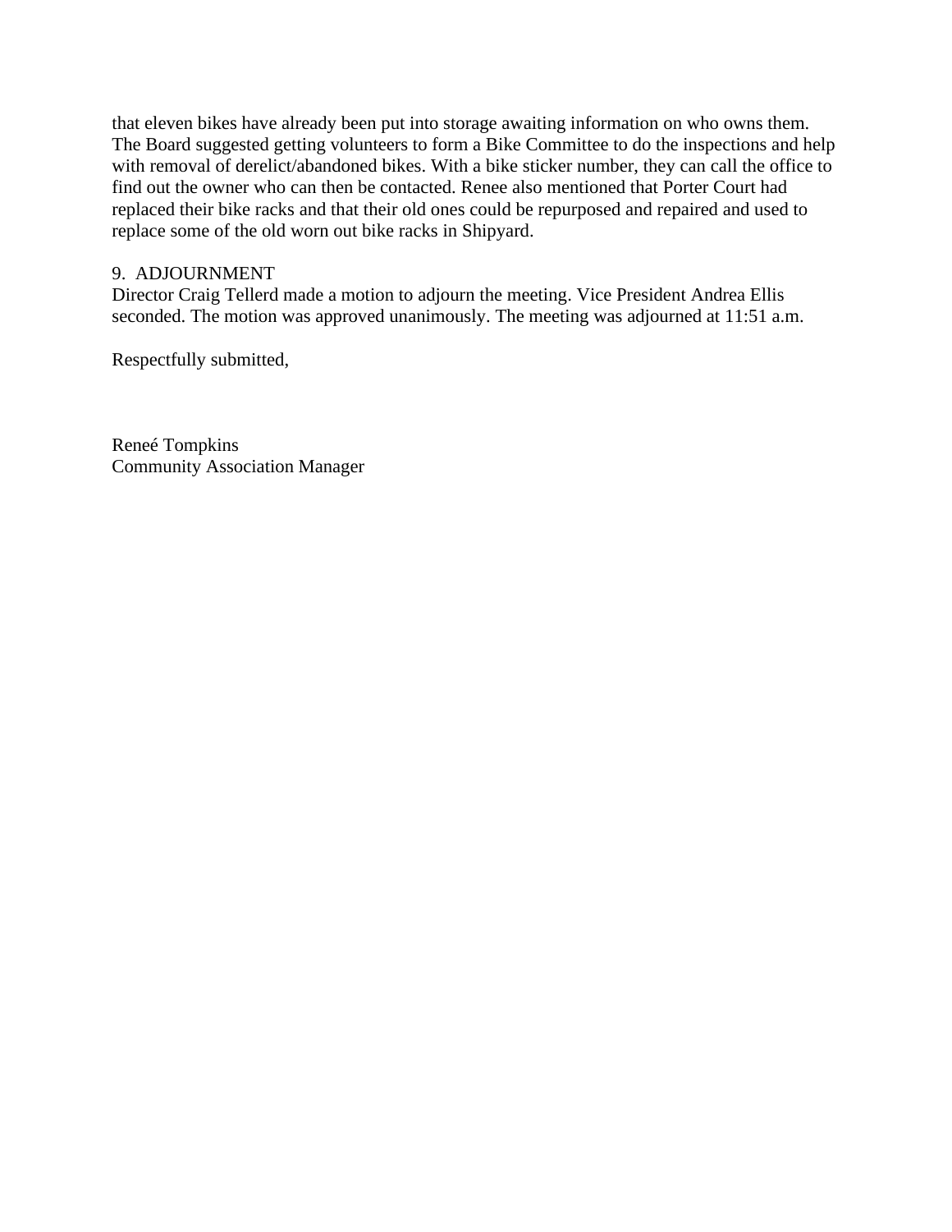that eleven bikes have already been put into storage awaiting information on who owns them. The Board suggested getting volunteers to form a Bike Committee to do the inspections and help with removal of derelict/abandoned bikes. With a bike sticker number, they can call the office to find out the owner who can then be contacted. Renee also mentioned that Porter Court had replaced their bike racks and that their old ones could be repurposed and repaired and used to replace some of the old worn out bike racks in Shipyard.

9. ADJOURNMENT

Director Craig Tellerd made a motion to adjourn the meeting. Vice President Andrea Ellis seconded. The motion was approved unanimously. The meeting was adjourned at 11:51 a.m.

Respectfully submitted,

Reneé Tompkins
Community Association Manager